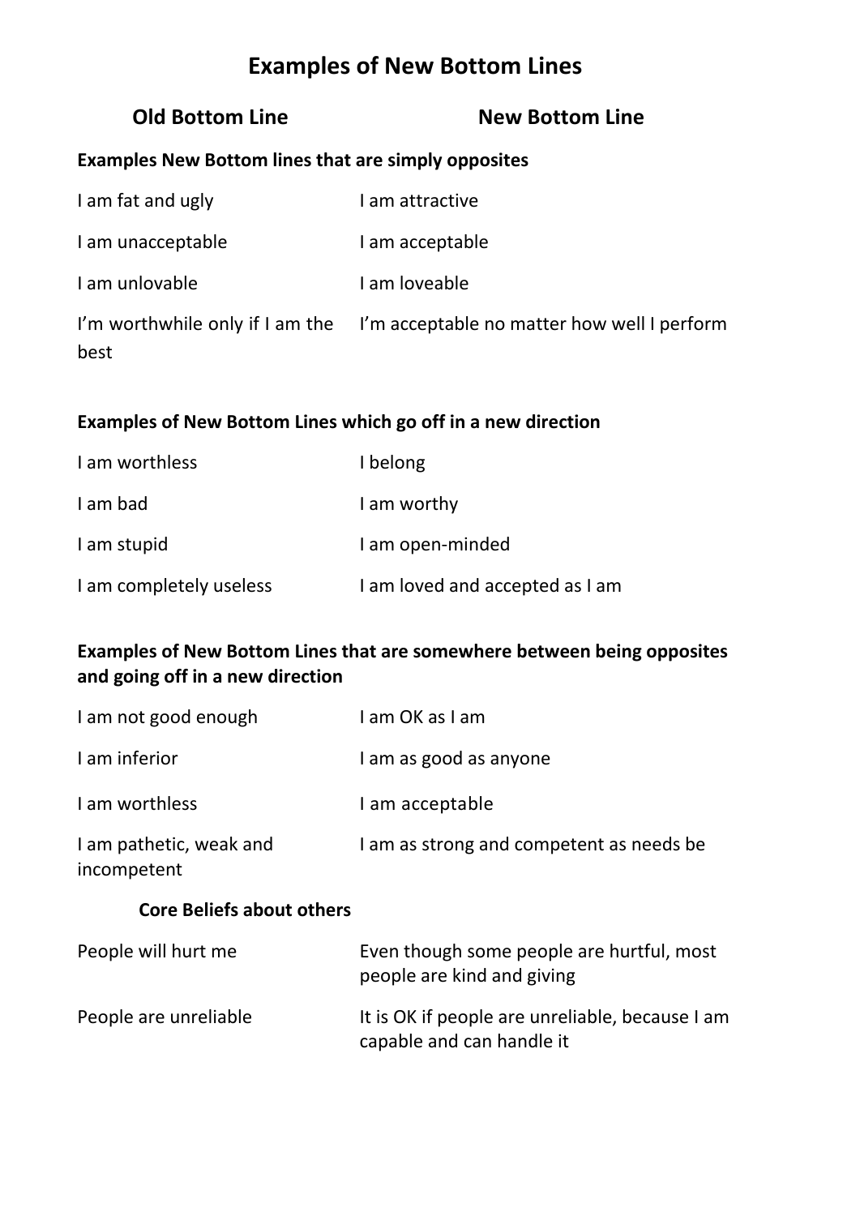# Examples of New Bottom Lines

| Old Bottom Line | New Bottom Line |
|---|---|
| **Examples New Bottom lines that are simply opposites** | |
| I am fat and ugly | I am attractive |
| I am unacceptable | I am acceptable |
| I am unlovable | I am loveable |
| I'm worthwhile only if I am the best | I'm acceptable no matter how well I perform |
| **Examples of New Bottom Lines which go off in a new direction** | |
| I am worthless | I belong |
| I am bad | I am worthy |
| I am stupid | I am open-minded |
| I am completely useless | I am loved and accepted as I am |
| **Examples of New Bottom Lines that are somewhere between being opposites and going off in a new direction** | |
| I am not good enough | I am OK as I am |
| I am inferior | I am as good as anyone |
| I am worthless | I am acceptable |
| I am pathetic, weak and incompetent | I am as strong and competent as needs be |
| **Core Beliefs about others** | |
| People will hurt me | Even though some people are hurtful, most people are kind and giving |
| People are unreliable | It is OK if people are unreliable, because I am capable and can handle it |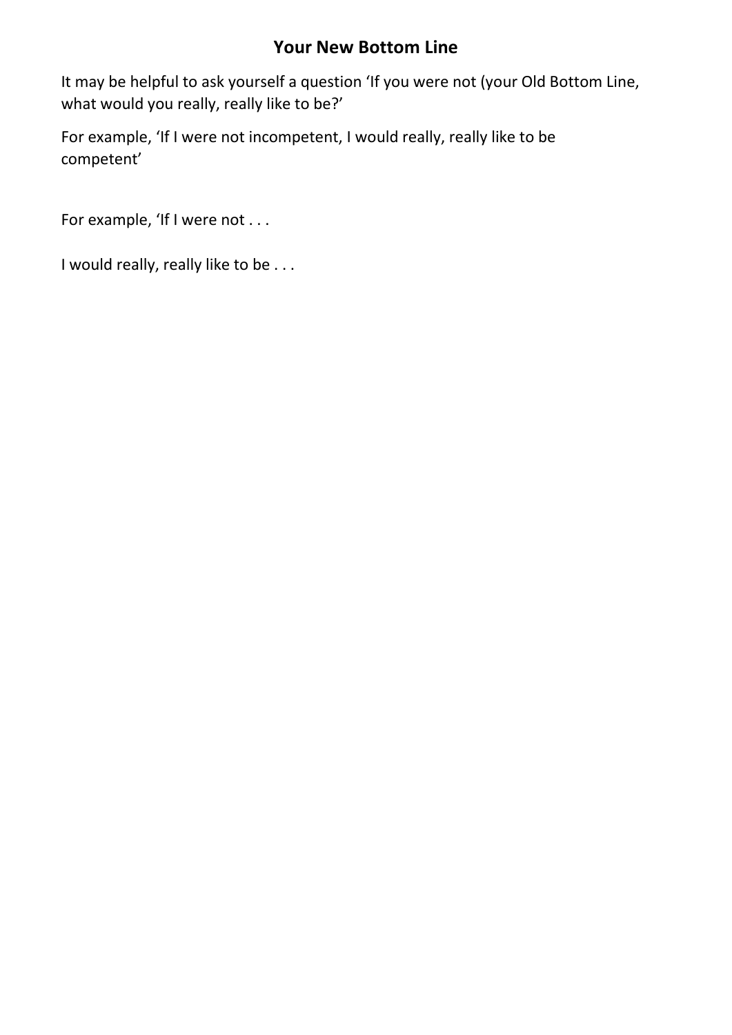## Your New Bottom Line

It may be helpful to ask yourself a question 'If you were not (your Old Bottom Line, what would you really, really like to be?'

For example, 'If I were not incompetent, I would really, really like to be competent'

For example, 'If I were not . . .

I would really, really like to be . . .